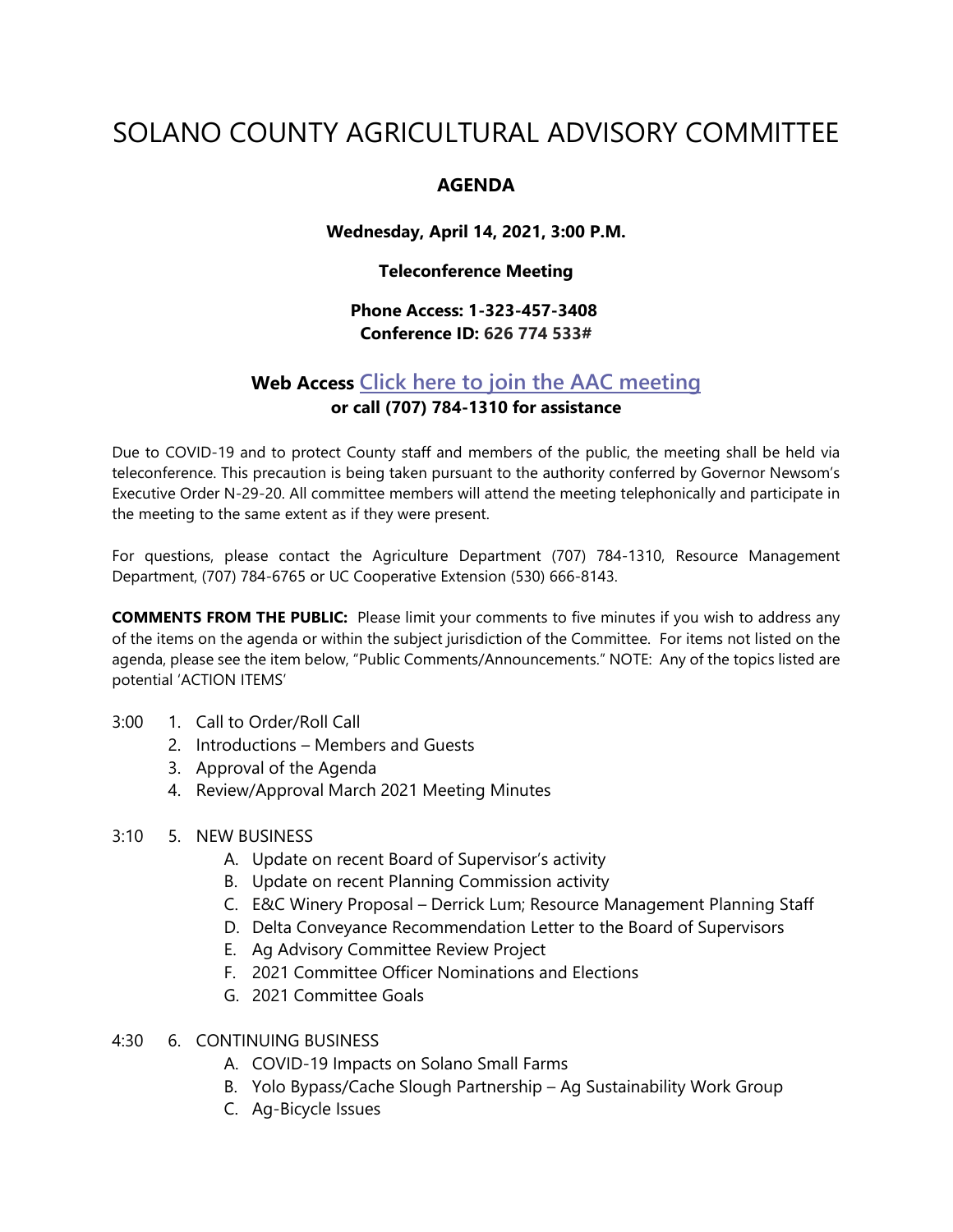# SOLANO COUNTY AGRICULTURAL ADVISORY COMMITTEE

## AGENDA

**Wednesday, April 14, 2021, 3:00 P.M.**

**Teleconference Meeting**

**Phone Access: 1-323-457-3408**
**Conference ID: 626 774 533#**

**Web Access Click here to join the AAC meeting**
**or call (707) 784-1310 for assistance**

Due to COVID-19 and to protect County staff and members of the public, the meeting shall be held via teleconference. This precaution is being taken pursuant to the authority conferred by Governor Newsom's Executive Order N-29-20. All committee members will attend the meeting telephonically and participate in the meeting to the same extent as if they were present.

For questions, please contact the Agriculture Department (707) 784-1310, Resource Management Department, (707) 784-6765 or UC Cooperative Extension (530) 666-8143.

**COMMENTS FROM THE PUBLIC:** Please limit your comments to five minutes if you wish to address any of the items on the agenda or within the subject jurisdiction of the Committee. For items not listed on the agenda, please see the item below, "Public Comments/Announcements." NOTE: Any of the topics listed are potential 'ACTION ITEMS'

3:00
1. Call to Order/Roll Call
2. Introductions – Members and Guests
3. Approval of the Agenda
4. Review/Approval March 2021 Meeting Minutes

3:10
5. NEW BUSINESS
   - A. Update on recent Board of Supervisor's activity
   - B. Update on recent Planning Commission activity
   - C. E&C Winery Proposal – Derrick Lum; Resource Management Planning Staff
   - D. Delta Conveyance Recommendation Letter to the Board of Supervisors
   - E. Ag Advisory Committee Review Project
   - F. 2021 Committee Officer Nominations and Elections
   - G. 2021 Committee Goals

4:30
6. CONTINUING BUSINESS
   - A. COVID-19 Impacts on Solano Small Farms
   - B. Yolo Bypass/Cache Slough Partnership – Ag Sustainability Work Group
   - C. Ag-Bicycle Issues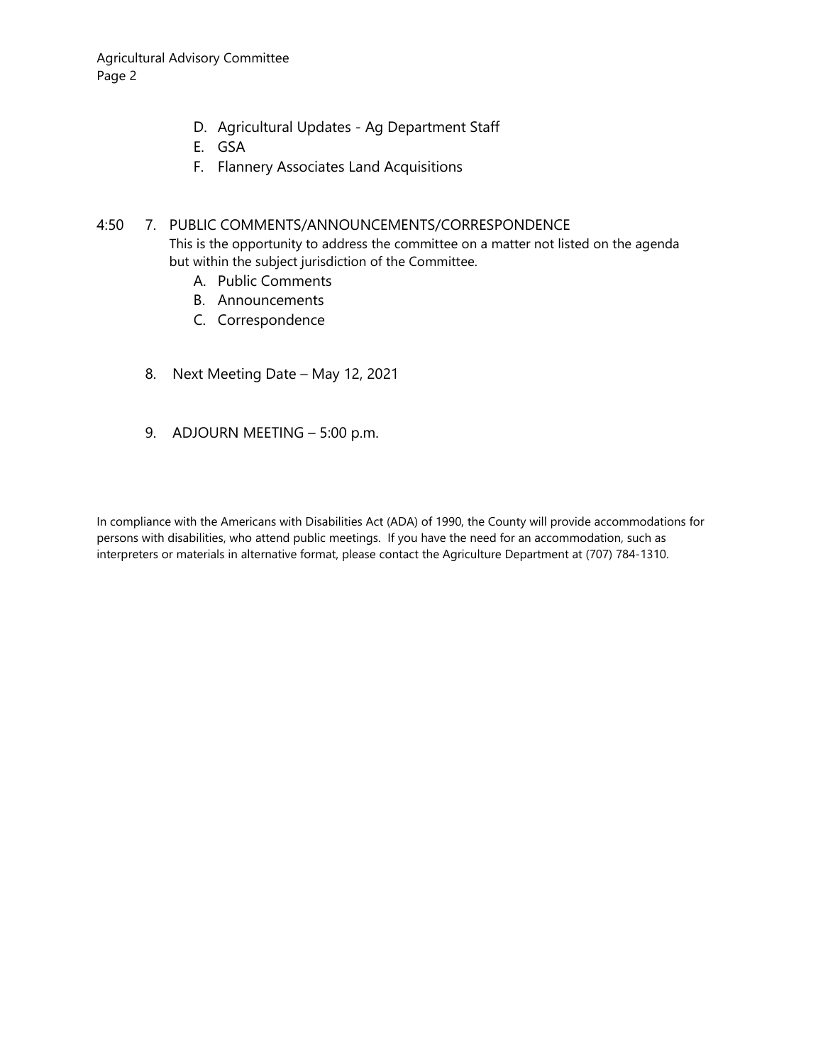D. Agricultural Updates - Ag Department Staff
E. GSA
F. Flannery Associates Land Acquisitions

4:50 7. PUBLIC COMMENTS/ANNOUNCEMENTS/CORRESPONDENCE

This is the opportunity to address the committee on a matter not listed on the agenda but within the subject jurisdiction of the Committee.

A. Public Comments
B. Announcements
C. Correspondence

8. Next Meeting Date – May 12, 2021

9. ADJOURN MEETING – 5:00 p.m.

In compliance with the Americans with Disabilities Act (ADA) of 1990, the County will provide accommodations for persons with disabilities, who attend public meetings. If you have the need for an accommodation, such as interpreters or materials in alternative format, please contact the Agriculture Department at (707) 784-1310.